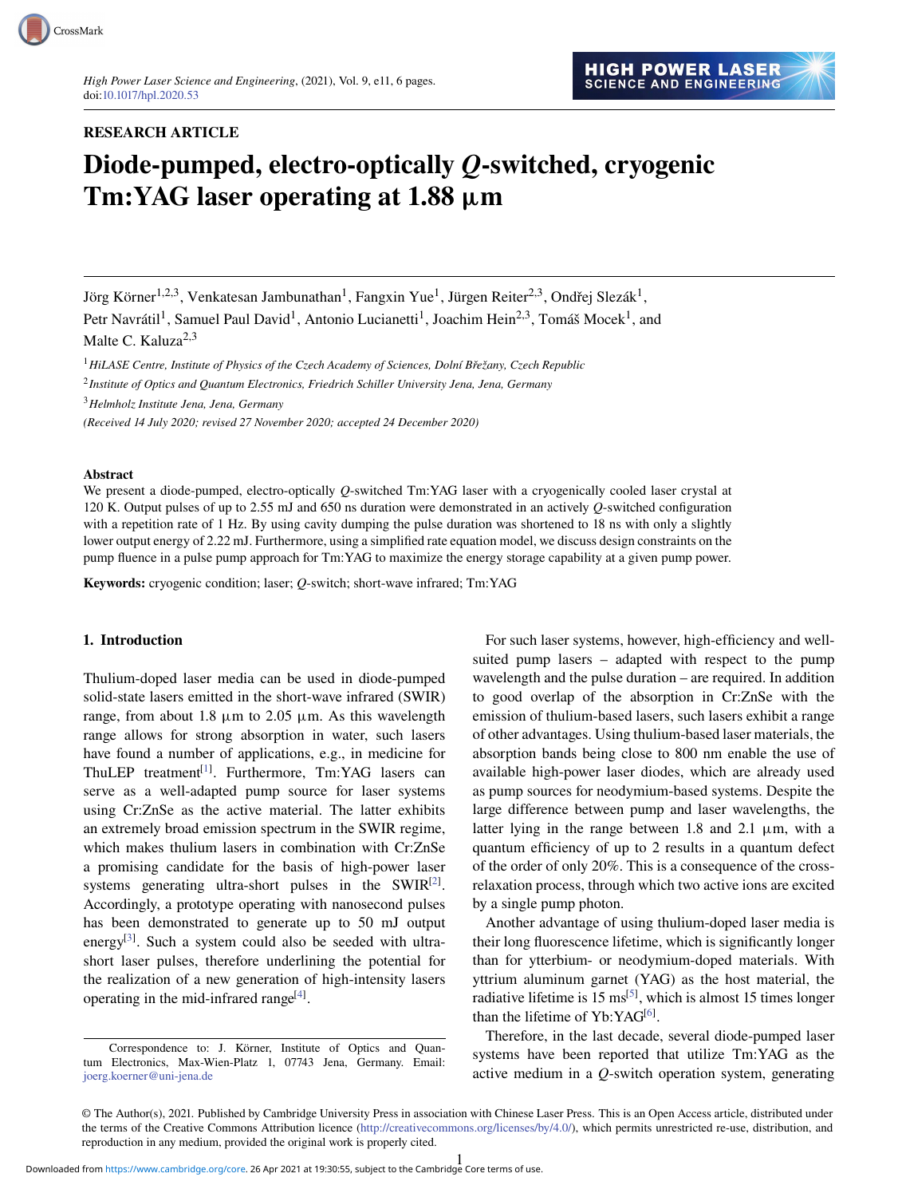RESEARCH ARTICLE

# Diode-pumped, electro-optically *Q*-switched, cryogenic Tm:YAG laser operating at 1.88 μm

Jörg Körner[1,2,3], Venkatesan Jambunathan[1], Fangxin Yue[1], Jürgen Reiter[2,3], Ondřej Slezák[1], Petr Navrátil[1], Samuel Paul David[1], Antonio Lucianetti[1], Joachim Hein[2,3], Tomáš Mocek[1], and Malte C. Kaluza[2,3]

[1] *HiLASE Centre, Institute of Physics of the Czech Academy of Sciences, Dolní Břežany, Czech Republic*

[2] *Institute of Optics and Quantum Electronics, Friedrich Schiller University Jena, Jena, Germany*

[3] *Helmholz Institute Jena, Jena, Germany*

*(Received 14 July 2020; revised 27 November 2020; accepted 24 December 2020)*

## Abstract

We present a diode-pumped, electro-optically *Q*-switched Tm:YAG laser with a cryogenically cooled laser crystal at 120 K. Output pulses of up to 2.55 mJ and 650 ns duration were demonstrated in an actively *Q*-switched configuration with a repetition rate of 1 Hz. By using cavity dumping the pulse duration was shortened to 18 ns with only a slightly lower output energy of 2.22 mJ. Furthermore, using a simplified rate equation model, we discuss design constraints on the pump fluence in a pulse pump approach for Tm:YAG to maximize the energy storage capability at a given pump power.

**Keywords:** cryogenic condition; laser; *Q*-switch; short-wave infrared; Tm:YAG

## 1. Introduction

Thulium-doped laser media can be used in diode-pumped solid-state lasers emitted in the short-wave infrared (SWIR) range, from about 1.8 μm to 2.05 μm. As this wavelength range allows for strong absorption in water, such lasers have found a number of applications, e.g., in medicine for ThuLEP treatment[1]. Furthermore, Tm:YAG lasers can serve as a well-adapted pump source for laser systems using Cr:ZnSe as the active material. The latter exhibits an extremely broad emission spectrum in the SWIR regime, which makes thulium lasers in combination with Cr:ZnSe a promising candidate for the basis of high-power laser systems generating ultra-short pulses in the SWIR[2]. Accordingly, a prototype operating with nanosecond pulses has been demonstrated to generate up to 50 mJ output energy[3]. Such a system could also be seeded with ultra-short laser pulses, therefore underlining the potential for the realization of a new generation of high-intensity lasers operating in the mid-infrared range[4].

For such laser systems, however, high-efficiency and well-suited pump lasers – adapted with respect to the pump wavelength and the pulse duration – are required. In addition to good overlap of the absorption in Cr:ZnSe with the emission of thulium-based lasers, such lasers exhibit a range of other advantages. Using thulium-based laser materials, the absorption bands being close to 800 nm enable the use of available high-power laser diodes, which are already used as pump sources for neodymium-based systems. Despite the large difference between pump and laser wavelengths, the latter lying in the range between 1.8 and 2.1 μm, with a quantum efficiency of up to 2 results in a quantum defect of the order of only 20%. This is a consequence of the cross-relaxation process, through which two active ions are excited by a single pump photon.

Another advantage of using thulium-doped laser media is their long fluorescence lifetime, which is significantly longer than for ytterbium- or neodymium-doped materials. With yttrium aluminum garnet (YAG) as the host material, the radiative lifetime is 15 ms[5], which is almost 15 times longer than the lifetime of Yb:YAG[6].

Therefore, in the last decade, several diode-pumped laser systems have been reported that utilize Tm:YAG as the active medium in a *Q*-switch operation system, generating

Correspondence to: J. Körner, Institute of Optics and Quantum Electronics, Max-Wien-Platz 1, 07743 Jena, Germany. Email: joerg.koerner@uni-jena.de

© The Author(s), 2021. Published by Cambridge University Press in association with Chinese Laser Press. This is an Open Access article, distributed under the terms of the Creative Commons Attribution licence (http://creativecommons.org/licenses/by/4.0/), which permits unrestricted re-use, distribution, and reproduction in any medium, provided the original work is properly cited.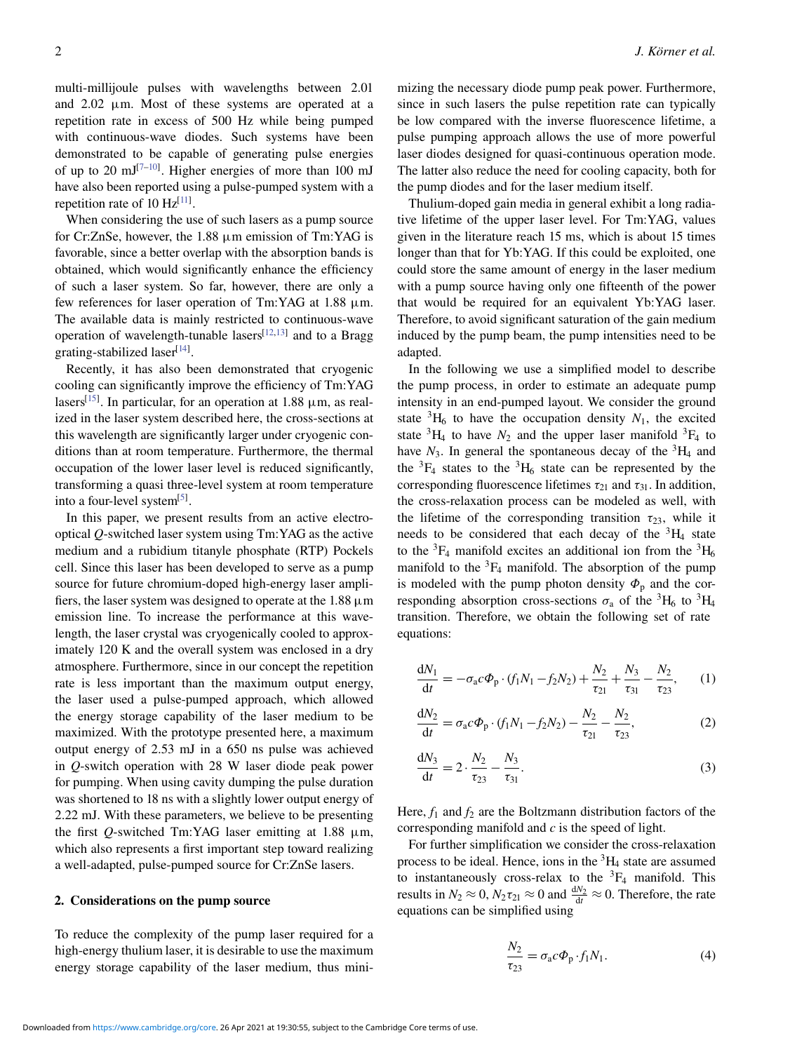multi-millijoule pulses with wavelengths between 2.01 and 2.02 μm. Most of these systems are operated at a repetition rate in excess of 500 Hz while being pumped with continuous-wave diodes. Such systems have been demonstrated to be capable of generating pulse energies of up to 20 mJ[7–10]. Higher energies of more than 100 mJ have also been reported using a pulse-pumped system with a repetition rate of 10 Hz[11].

When considering the use of such lasers as a pump source for Cr:ZnSe, however, the 1.88 μm emission of Tm:YAG is favorable, since a better overlap with the absorption bands is obtained, which would significantly enhance the efficiency of such a laser system. So far, however, there are only a few references for laser operation of Tm:YAG at 1.88 μm. The available data is mainly restricted to continuous-wave operation of wavelength-tunable lasers[12,13] and to a Bragg grating-stabilized laser[14].

Recently, it has also been demonstrated that cryogenic cooling can significantly improve the efficiency of Tm:YAG lasers[15]. In particular, for an operation at 1.88 μm, as realized in the laser system described here, the cross-sections at this wavelength are significantly larger under cryogenic conditions than at room temperature. Furthermore, the thermal occupation of the lower laser level is reduced significantly, transforming a quasi three-level system at room temperature into a four-level system[5].

In this paper, we present results from an active electro-optical *Q*-switched laser system using Tm:YAG as the active medium and a rubidium titanyle phosphate (RTP) Pockels cell. Since this laser has been developed to serve as a pump source for future chromium-doped high-energy laser amplifiers, the laser system was designed to operate at the 1.88 μm emission line. To increase the performance at this wavelength, the laser crystal was cryogenically cooled to approximately 120 K and the overall system was enclosed in a dry atmosphere. Furthermore, since in our concept the repetition rate is less important than the maximum output energy, the laser used a pulse-pumped approach, which allowed the energy storage capability of the laser medium to be maximized. With the prototype presented here, a maximum output energy of 2.53 mJ in a 650 ns pulse was achieved in *Q*-switch operation with 28 W laser diode peak power for pumping. When using cavity dumping the pulse duration was shortened to 18 ns with a slightly lower output energy of 2.22 mJ. With these parameters, we believe to be presenting the first *Q*-switched Tm:YAG laser emitting at 1.88 μm, which also represents a first important step toward realizing a well-adapted, pulse-pumped source for Cr:ZnSe lasers.

## 2. Considerations on the pump source

To reduce the complexity of the pump laser required for a high-energy thulium laser, it is desirable to use the maximum energy storage capability of the laser medium, thus minimizing the necessary diode pump peak power. Furthermore, since in such lasers the pulse repetition rate can typically be low compared with the inverse fluorescence lifetime, a pulse pumping approach allows the use of more powerful laser diodes designed for quasi-continuous operation mode. The latter also reduce the need for cooling capacity, both for the pump diodes and for the laser medium itself.

Thulium-doped gain media in general exhibit a long radiative lifetime of the upper laser level. For Tm:YAG, values given in the literature reach 15 ms, which is about 15 times longer than that for Yb:YAG. If this could be exploited, one could store the same amount of energy in the laser medium with a pump source having only one fifteenth of the power that would be required for an equivalent Yb:YAG laser. Therefore, to avoid significant saturation of the gain medium induced by the pump beam, the pump intensities need to be adapted.

In the following we use a simplified model to describe the pump process, in order to estimate an adequate pump intensity in an end-pumped layout. We consider the ground state $^3H_6$ to have the occupation density $N_1$, the excited state $^3H_4$ to have $N_2$ and the upper laser manifold $^3F_4$ to have $N_3$. In general the spontaneous decay of the $^3H_4$ and the $^3F_4$ states to the $^3H_6$ state can be represented by the corresponding fluorescence lifetimes $\tau_{21}$ and $\tau_{31}$. In addition, the cross-relaxation process can be modeled as well, with the lifetime of the corresponding transition $\tau_{23}$, while it needs to be considered that each decay of the $^3H_4$ state to the $^3F_4$ manifold excites an additional ion from the $^3H_6$ manifold to the $^3F_4$ manifold. The absorption of the pump is modeled with the pump photon density $\Phi_p$ and the corresponding absorption cross-sections $\sigma_a$ of the $^3H_6$ to $^3H_4$ transition. Therefore, we obtain the following set of rate equations:

$$\frac{dN_1}{dt} = -\sigma_a c\Phi_p \cdot (f_1N_1 - f_2N_2) + \frac{N_2}{\tau_{21}} + \frac{N_3}{\tau_{31}} - \frac{N_2}{\tau_{23}}, \quad (1)$$

$$\frac{dN_2}{dt} = \sigma_a c\Phi_p \cdot (f_1N_1 - f_2N_2) - \frac{N_2}{\tau_{21}} - \frac{N_2}{\tau_{23}}, \quad (2)$$

$$\frac{dN_3}{dt} = 2 \cdot \frac{N_2}{\tau_{23}} - \frac{N_3}{\tau_{31}}. \quad (3)$$

Here, $f_1$ and $f_2$ are the Boltzmann distribution factors of the corresponding manifold and $c$ is the speed of light.

For further simplification we consider the cross-relaxation process to be ideal. Hence, ions in the $^3H_4$ state are assumed to instantaneously cross-relax to the $^3F_4$ manifold. This results in $N_2 \approx 0$, $N_2\tau_{21} \approx 0$ and $\frac{dN_2}{dt} \approx 0$. Therefore, the rate equations can be simplified using

$$\frac{N_2}{\tau_{23}} = \sigma_a c\Phi_p \cdot f_1N_1. \quad (4)$$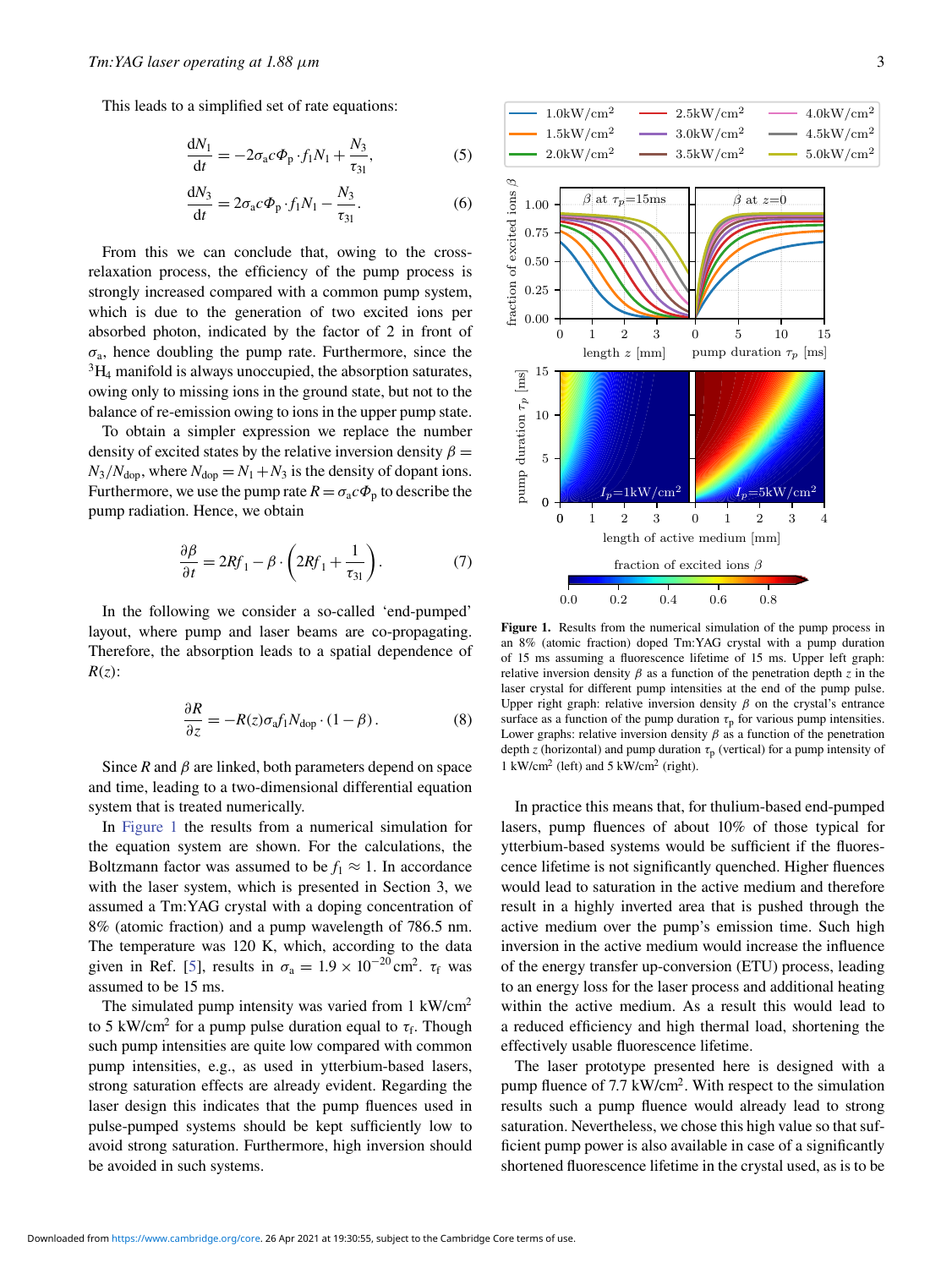This leads to a simplified set of rate equations:

$$\frac{\mathrm{d}N_1}{\mathrm{d}t} = -2\sigma_{\mathrm{a}} c \Phi_{\mathrm{p}} \cdot f_1 N_1 + \frac{N_3}{\tau_{31}}, \tag{5}$$

$$\frac{\mathrm{d}N_3}{\mathrm{d}t} = 2\sigma_{\mathrm{a}} c \Phi_{\mathrm{p}} \cdot f_1 N_1 - \frac{N_3}{\tau_{31}}. \tag{6}$$

From this we can conclude that, owing to the cross-relaxation process, the efficiency of the pump process is strongly increased compared with a common pump system, which is due to the generation of two excited ions per absorbed photon, indicated by the factor of 2 in front of $\sigma_{\mathrm{a}}$, hence doubling the pump rate. Furthermore, since the $^3H_4$ manifold is always unoccupied, the absorption saturates, owing only to missing ions in the ground state, but not to the balance of re-emission owing to ions in the upper pump state.

To obtain a simpler expression we replace the number density of excited states by the relative inversion density $\beta = N_3/N_{\mathrm{dop}}$, where $N_{\mathrm{dop}} = N_1 + N_3$ is the density of dopant ions. Furthermore, we use the pump rate $R = \sigma_{\mathrm{a}} c \Phi_{\mathrm{p}}$ to describe the pump radiation. Hence, we obtain

$$\frac{\partial \beta}{\partial t} = 2Rf_1 - \beta \cdot \left(2Rf_1 + \frac{1}{\tau_{31}}\right). \tag{7}$$

In the following we consider a so-called 'end-pumped' layout, where pump and laser beams are co-propagating. Therefore, the absorption leads to a spatial dependence of $R(z)$:

$$\frac{\partial R}{\partial z} = -R(z)\sigma_{\mathrm{a}} f_1 N_{\mathrm{dop}} \cdot (1 - \beta). \tag{8}$$

Since $R$ and $\beta$ are linked, both parameters depend on space and time, leading to a two-dimensional differential equation system that is treated numerically.

In Figure 1 the results from a numerical simulation for the equation system are shown. For the calculations, the Boltzmann factor was assumed to be $f_1 \approx 1$. In accordance with the laser system, which is presented in Section 3, we assumed a Tm:YAG crystal with a doping concentration of 8% (atomic fraction) and a pump wavelength of 786.5 nm. The temperature was 120 K, which, according to the data given in Ref. [5], results in $\sigma_{\mathrm{a}} = 1.9 \times 10^{-20}\,\mathrm{cm}^2$. $\tau_{\mathrm{f}}$ was assumed to be 15 ms.

The simulated pump intensity was varied from 1 kW/cm$^2$ to 5 kW/cm$^2$ for a pump pulse duration equal to $\tau_{\mathrm{f}}$. Though such pump intensities are quite low compared with common pump intensities, e.g., as used in ytterbium-based lasers, strong saturation effects are already evident. Regarding the laser design this indicates that the pump fluences used in pulse-pumped systems should be kept sufficiently low to avoid strong saturation. Furthermore, high inversion should be avoided in such systems.

**Figure 1.** Results from the numerical simulation of the pump process in an 8% (atomic fraction) doped Tm:YAG crystal with a pump duration of 15 ms assuming a fluorescence lifetime of 15 ms. Upper left graph: relative inversion density $\beta$ as a function of the penetration depth $z$ in the laser crystal for different pump intensities at the end of the pump pulse. Upper right graph: relative inversion density $\beta$ on the crystal's entrance surface as a function of the pump duration $\tau_{\mathrm{p}}$ for various pump intensities. Lower graphs: relative inversion density $\beta$ as a function of the penetration depth $z$ (horizontal) and pump duration $\tau_{\mathrm{p}}$ (vertical) for a pump intensity of 1 kW/cm$^2$ (left) and 5 kW/cm$^2$ (right).

In practice this means that, for thulium-based end-pumped lasers, pump fluences of about 10% of those typical for ytterbium-based systems would be sufficient if the fluorescence lifetime is not significantly quenched. Higher fluences would lead to saturation in the active medium and therefore result in a highly inverted area that is pushed through the active medium over the pump's emission time. Such high inversion in the active medium would increase the influence of the energy transfer up-conversion (ETU) process, leading to an energy loss for the laser process and additional heating within the active medium. As a result this would lead to a reduced efficiency and high thermal load, shortening the effectively usable fluorescence lifetime.

The laser prototype presented here is designed with a pump fluence of 7.7 kW/cm$^2$. With respect to the simulation results such a pump fluence would already lead to strong saturation. Nevertheless, we chose this high value so that sufficient pump power is also available in case of a significantly shortened fluorescence lifetime in the crystal used, as is to be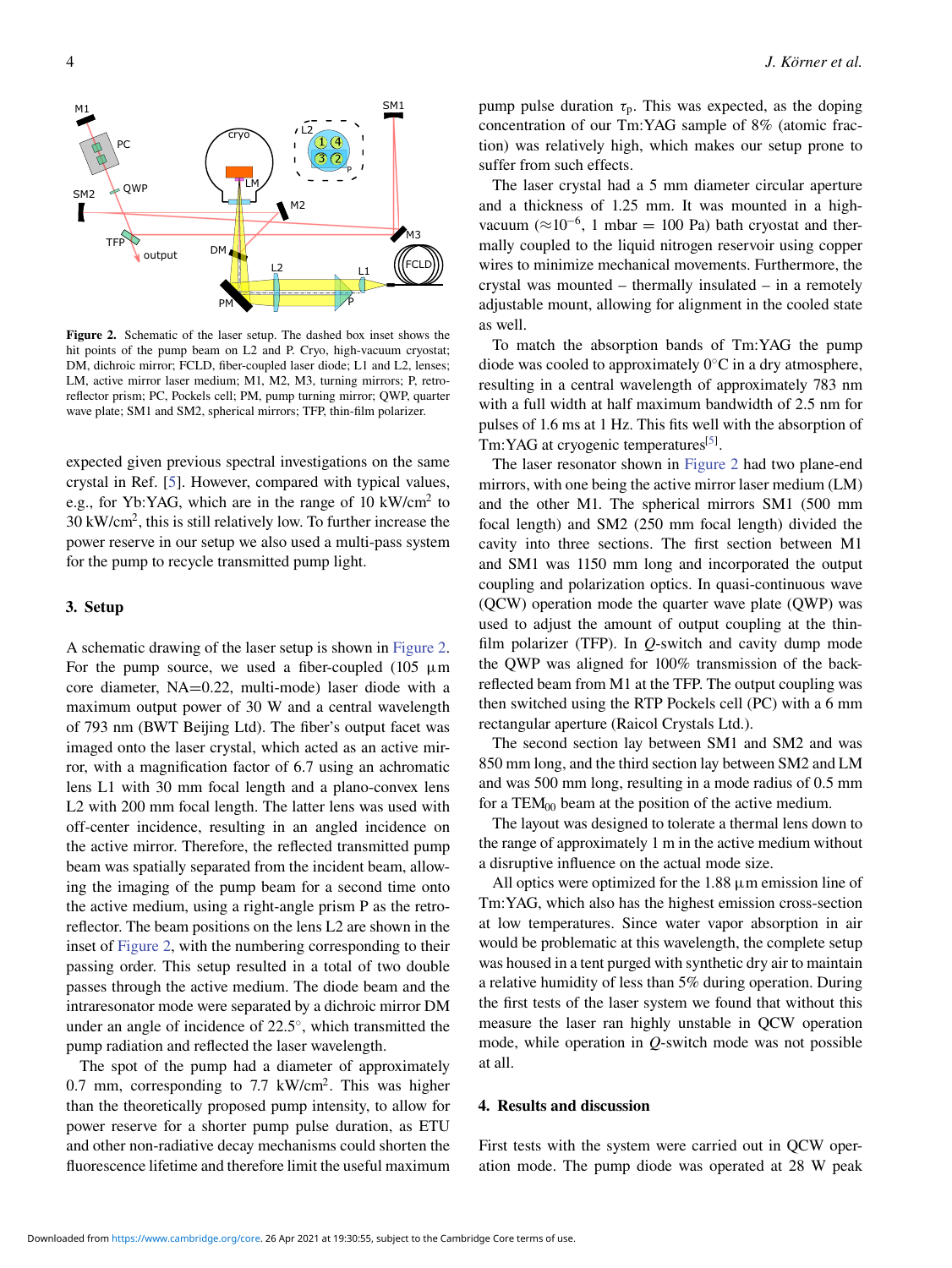**Figure 2.** Schematic of the laser setup. The dashed box inset shows the hit points of the pump beam on L2 and P. Cryo, high-vacuum cryostat; DM, dichroic mirror; FCLD, fiber-coupled laser diode; L1 and L2, lenses; LM, active mirror laser medium; M1, M2, M3, turning mirrors; P, retro-reflector prism; PC, Pockels cell; PM, pump turning mirror; QWP, quarter wave plate; SM1 and SM2, spherical mirrors; TFP, thin-film polarizer.

expected given previous spectral investigations on the same crystal in Ref. [5]. However, compared with typical values, e.g., for Yb:YAG, which are in the range of 10 kW/cm$^2$ to 30 kW/cm$^2$, this is still relatively low. To further increase the power reserve in our setup we also used a multi-pass system for the pump to recycle transmitted pump light.

## 3. Setup

A schematic drawing of the laser setup is shown in Figure 2. For the pump source, we used a fiber-coupled (105 µm core diameter, NA=0.22, multi-mode) laser diode with a maximum output power of 30 W and a central wavelength of 793 nm (BWT Beijing Ltd). The fiber's output facet was imaged onto the laser crystal, which acted as an active mirror, with a magnification factor of 6.7 using an achromatic lens L1 with 30 mm focal length and a plano-convex lens L2 with 200 mm focal length. The latter lens was used with off-center incidence, resulting in an angled incidence on the active mirror. Therefore, the reflected transmitted pump beam was spatially separated from the incident beam, allowing the imaging of the pump beam for a second time onto the active medium, using a right-angle prism P as the retro-reflector. The beam positions on the lens L2 are shown in the inset of Figure 2, with the numbering corresponding to their passing order. This setup resulted in a total of two double passes through the active medium. The diode beam and the intraresonator mode were separated by a dichroic mirror DM under an angle of incidence of 22.5°, which transmitted the pump radiation and reflected the laser wavelength.

The spot of the pump had a diameter of approximately 0.7 mm, corresponding to 7.7 kW/cm$^2$. This was higher than the theoretically proposed pump intensity, to allow for power reserve for a shorter pump pulse duration, as ETU and other non-radiative decay mechanisms could shorten the fluorescence lifetime and therefore limit the useful maximum pump pulse duration $\tau_p$. This was expected, as the doping concentration of our Tm:YAG sample of 8% (atomic fraction) was relatively high, which makes our setup prone to suffer from such effects.

The laser crystal had a 5 mm diameter circular aperture and a thickness of 1.25 mm. It was mounted in a high-vacuum ($\approx 10^{-6}$, 1 mbar = 100 Pa) bath cryostat and thermally coupled to the liquid nitrogen reservoir using copper wires to minimize mechanical movements. Furthermore, the crystal was mounted – thermally insulated – in a remotely adjustable mount, allowing for alignment in the cooled state as well.

To match the absorption bands of Tm:YAG the pump diode was cooled to approximately 0°C in a dry atmosphere, resulting in a central wavelength of approximately 783 nm with a full width at half maximum bandwidth of 2.5 nm for pulses of 1.6 ms at 1 Hz. This fits well with the absorption of Tm:YAG at cryogenic temperatures[5].

The laser resonator shown in Figure 2 had two plane-end mirrors, with one being the active mirror laser medium (LM) and the other M1. The spherical mirrors SM1 (500 mm focal length) and SM2 (250 mm focal length) divided the cavity into three sections. The first section between M1 and SM1 was 1150 mm long and incorporated the output coupling and polarization optics. In quasi-continuous wave (QCW) operation mode the quarter wave plate (QWP) was used to adjust the amount of output coupling at the thin-film polarizer (TFP). In *Q*-switch and cavity dump mode the QWP was aligned for 100% transmission of the back-reflected beam from M1 at the TFP. The output coupling was then switched using the RTP Pockels cell (PC) with a 6 mm rectangular aperture (Raicol Crystals Ltd.).

The second section lay between SM1 and SM2 and was 850 mm long, and the third section lay between SM2 and LM and was 500 mm long, resulting in a mode radius of 0.5 mm for a $TEM_{00}$ beam at the position of the active medium.

The layout was designed to tolerate a thermal lens down to the range of approximately 1 m in the active medium without a disruptive influence on the actual mode size.

All optics were optimized for the 1.88 µm emission line of Tm:YAG, which also has the highest emission cross-section at low temperatures. Since water vapor absorption in air would be problematic at this wavelength, the complete setup was housed in a tent purged with synthetic dry air to maintain a relative humidity of less than 5% during operation. During the first tests of the laser system we found that without this measure the laser ran highly unstable in QCW operation mode, while operation in *Q*-switch mode was not possible at all.

## 4. Results and discussion

First tests with the system were carried out in QCW operation mode. The pump diode was operated at 28 W peak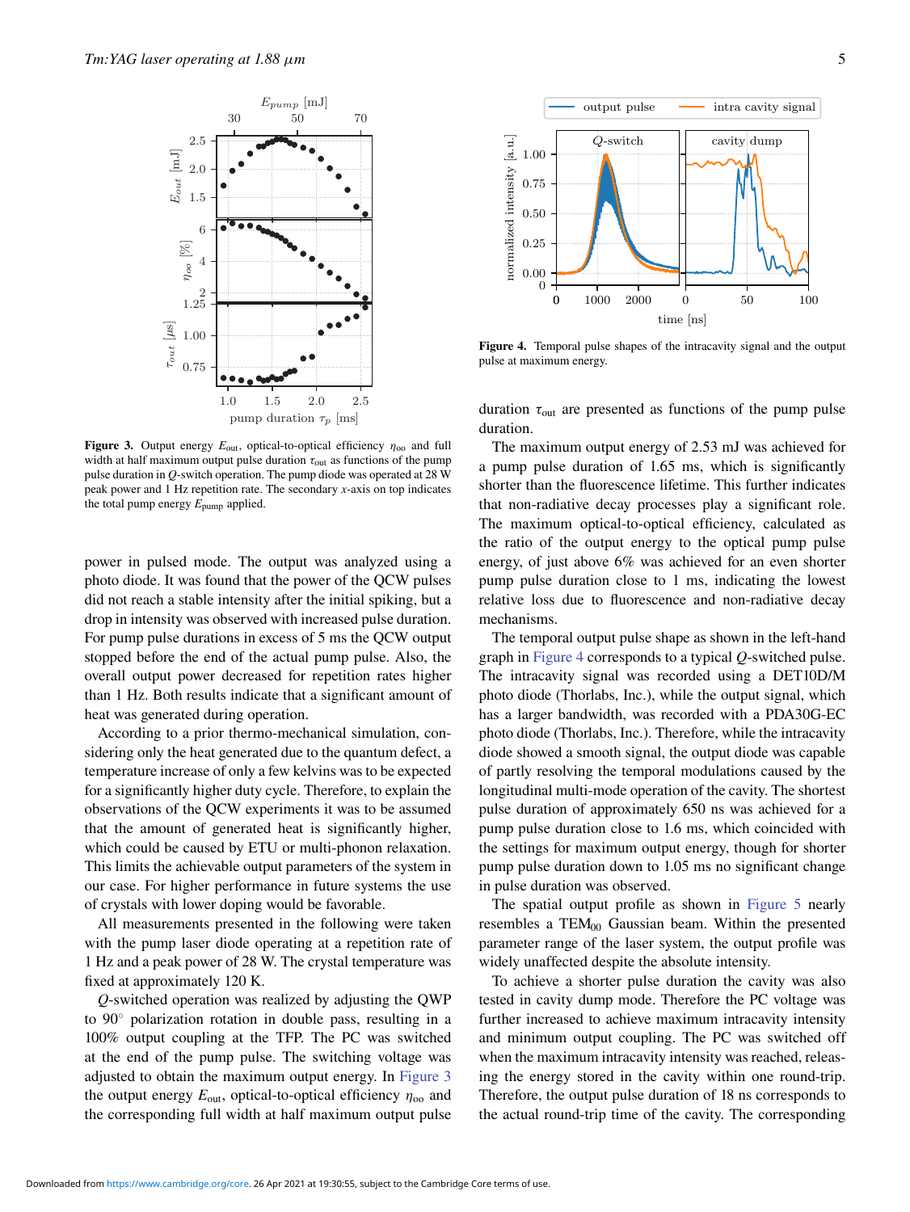**Figure 3.** Output energy $E_{\text{out}}$, optical-to-optical efficiency $\eta_{\text{oo}}$ and full width at half maximum output pulse duration $\tau_{\text{out}}$ as functions of the pump pulse duration in *Q*-switch operation. The pump diode was operated at 28 W peak power and 1 Hz repetition rate. The secondary *x*-axis on top indicates the total pump energy $E_{\text{pump}}$ applied.

power in pulsed mode. The output was analyzed using a photo diode. It was found that the power of the QCW pulses did not reach a stable intensity after the initial spiking, but a drop in intensity was observed with increased pulse duration. For pump pulse durations in excess of 5 ms the QCW output stopped before the end of the actual pump pulse. Also, the overall output power decreased for repetition rates higher than 1 Hz. Both results indicate that a significant amount of heat was generated during operation.

According to a prior thermo-mechanical simulation, considering only the heat generated due to the quantum defect, a temperature increase of only a few kelvins was to be expected for a significantly higher duty cycle. Therefore, to explain the observations of the QCW experiments it was to be assumed that the amount of generated heat is significantly higher, which could be caused by ETU or multi-phonon relaxation. This limits the achievable output parameters of the system in our case. For higher performance in future systems the use of crystals with lower doping would be favorable.

All measurements presented in the following were taken with the pump laser diode operating at a repetition rate of 1 Hz and a peak power of 28 W. The crystal temperature was fixed at approximately 120 K.

*Q*-switched operation was realized by adjusting the QWP to 90° polarization rotation in double pass, resulting in a 100% output coupling at the TFP. The PC was switched at the end of the pump pulse. The switching voltage was adjusted to obtain the maximum output energy. In Figure 3 the output energy $E_{\text{out}}$, optical-to-optical efficiency $\eta_{\text{oo}}$ and the corresponding full width at half maximum output pulse duration $\tau_{\text{out}}$ are presented as functions of the pump pulse duration.

**Figure 4.** Temporal pulse shapes of the intracavity signal and the output pulse at maximum energy.

The maximum output energy of 2.53 mJ was achieved for a pump pulse duration of 1.65 ms, which is significantly shorter than the fluorescence lifetime. This further indicates that non-radiative decay processes play a significant role. The maximum optical-to-optical efficiency, calculated as the ratio of the output energy to the optical pump pulse energy, of just above 6% was achieved for an even shorter pump pulse duration close to 1 ms, indicating the lowest relative loss due to fluorescence and non-radiative decay mechanisms.

The temporal output pulse shape as shown in the left-hand graph in Figure 4 corresponds to a typical *Q*-switched pulse. The intracavity signal was recorded using a DET10D/M photo diode (Thorlabs, Inc.), while the output signal, which has a larger bandwidth, was recorded with a PDA30G-EC photo diode (Thorlabs, Inc.). Therefore, while the intracavity diode showed a smooth signal, the output diode was capable of partly resolving the temporal modulations caused by the longitudinal multi-mode operation of the cavity. The shortest pulse duration of approximately 650 ns was achieved for a pump pulse duration close to 1.6 ms, which coincided with the settings for maximum output energy, though for shorter pump pulse duration down to 1.05 ms no significant change in pulse duration was observed.

The spatial output profile as shown in Figure 5 nearly resembles a $\text{TEM}_{00}$ Gaussian beam. Within the presented parameter range of the laser system, the output profile was widely unaffected despite the absolute intensity.

To achieve a shorter pulse duration the cavity was also tested in cavity dump mode. Therefore the PC voltage was further increased to achieve maximum intracavity intensity and minimum output coupling. The PC was switched off when the maximum intracavity intensity was reached, releasing the energy stored in the cavity within one round-trip. Therefore, the output pulse duration of 18 ns corresponds to the actual round-trip time of the cavity. The corresponding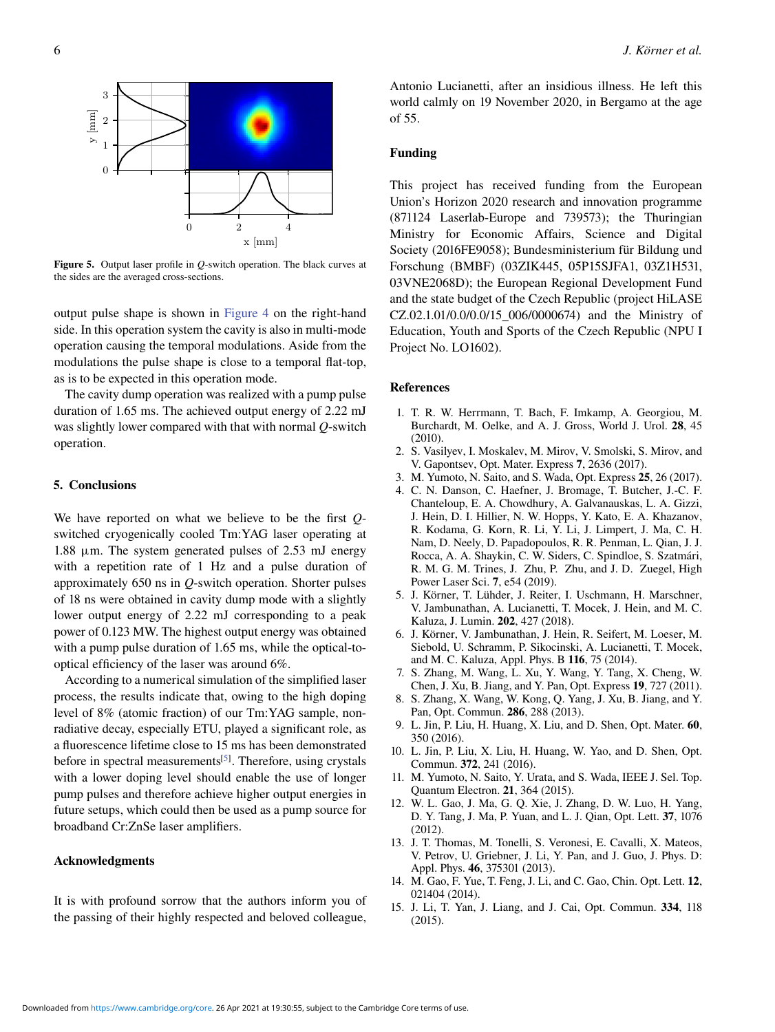y [mm]

3

2

1

0

0

2

4

x [mm]

**Figure 5.** Output laser profile in *Q*-switch operation. The black curves at the sides are the averaged cross-sections.

output pulse shape is shown in Figure 4 on the right-hand side. In this operation system the cavity is also in multi-mode operation causing the temporal modulations. Aside from the modulations the pulse shape is close to a temporal flat-top, as is to be expected in this operation mode.

The cavity dump operation was realized with a pump pulse duration of 1.65 ms. The achieved output energy of 2.22 mJ was slightly lower compared with that with normal *Q*-switch operation.

## 5. Conclusions

We have reported on what we believe to be the first *Q*-switched cryogenically cooled Tm:YAG laser operating at 1.88 μm. The system generated pulses of 2.53 mJ energy with a repetition rate of 1 Hz and a pulse duration of approximately 650 ns in *Q*-switch operation. Shorter pulses of 18 ns were obtained in cavity dump mode with a slightly lower output energy of 2.22 mJ corresponding to a peak power of 0.123 MW. The highest output energy was obtained with a pump pulse duration of 1.65 ms, while the optical-to-optical efficiency of the laser was around 6%.

According to a numerical simulation of the simplified laser process, the results indicate that, owing to the high doping level of 8% (atomic fraction) of our Tm:YAG sample, non-radiative decay, especially ETU, played a significant role, as a fluorescence lifetime close to 15 ms has been demonstrated before in spectral measurements[5]. Therefore, using crystals with a lower doping level should enable the use of longer pump pulses and therefore achieve higher output energies in future setups, which could then be used as a pump source for broadband Cr:ZnSe laser amplifiers.

### Acknowledgments

It is with profound sorrow that the authors inform you of the passing of their highly respected and beloved colleague, Antonio Lucianetti, after an insidious illness. He left this world calmly on 19 November 2020, in Bergamo at the age of 55.

### Funding

This project has received funding from the European Union's Horizon 2020 research and innovation programme (871124 Laserlab-Europe and 739573); the Thuringian Ministry for Economic Affairs, Science and Digital Society (2016FE9058); Bundesministerium für Bildung und Forschung (BMBF) (03ZIK445, 05P15SJFA1, 03Z1H531, 03VNE2068D); the European Regional Development Fund and the state budget of the Czech Republic (project HiLASE CZ.02.1.01/0.0/0.0/15_006/0000674) and the Ministry of Education, Youth and Sports of the Czech Republic (NPU I Project No. LO1602).

### References

1. T. R. W. Herrmann, T. Bach, F. Imkamp, A. Georgiou, M. Burchardt, M. Oelke, and A. J. Gross, World J. Urol. **28**, 45 (2010).
2. S. Vasilyev, I. Moskalev, M. Mirov, V. Smolski, S. Mirov, and V. Gapontsev, Opt. Mater. Express **7**, 2636 (2017).
3. M. Yumoto, N. Saito, and S. Wada, Opt. Express **25**, 26 (2017).
4. C. N. Danson, C. Haefner, J. Bromage, T. Butcher, J.-C. F. Chanteloup, E. A. Chowdhury, A. Galvanauskas, L. A. Gizzi, J. Hein, D. I. Hillier, N. W. Hopps, Y. Kato, E. A. Khazanov, R. Kodama, G. Korn, R. Li, Y. Li, J. Limpert, J. Ma, C. H. Nam, D. Neely, D. Papadopoulos, R. R. Penman, L. Qian, J. J. Rocca, A. A. Shaykin, C. W. Siders, C. Spindloe, S. Szatmári, R. M. G. M. Trines, J. Zhu, P. Zhu, and J. D. Zuegel, High Power Laser Sci. **7**, e54 (2019).
5. J. Körner, T. Lühder, J. Reiter, I. Uschmann, H. Marschner, V. Jambunathan, A. Lucianetti, T. Mocek, J. Hein, and M. C. Kaluza, J. Lumin. **202**, 427 (2018).
6. J. Körner, V. Jambunathan, J. Hein, R. Seifert, M. Loeser, M. Siebold, U. Schramm, P. Sikocinski, A. Lucianetti, T. Mocek, and M. C. Kaluza, Appl. Phys. B **116**, 75 (2014).
7. S. Zhang, M. Wang, L. Xu, Y. Wang, Y. Tang, X. Cheng, W. Chen, J. Xu, B. Jiang, and Y. Pan, Opt. Express **19**, 727 (2011).
8. S. Zhang, X. Wang, W. Kong, Q. Yang, J. Xu, B. Jiang, and Y. Pan, Opt. Commun. **286**, 288 (2013).
9. L. Jin, P. Liu, H. Huang, X. Liu, and D. Shen, Opt. Mater. **60**, 350 (2016).
10. L. Jin, P. Liu, X. Liu, H. Huang, W. Yao, and D. Shen, Opt. Commun. **372**, 241 (2016).
11. M. Yumoto, N. Saito, Y. Urata, and S. Wada, IEEE J. Sel. Top. Quantum Electron. **21**, 364 (2015).
12. W. L. Gao, J. Ma, G. Q. Xie, J. Zhang, D. W. Luo, H. Yang, D. Y. Tang, J. Ma, P. Yuan, and L. J. Qian, Opt. Lett. **37**, 1076 (2012).
13. J. T. Thomas, M. Tonelli, S. Veronesi, E. Cavalli, X. Mateos, V. Petrov, U. Griebner, J. Li, Y. Pan, and J. Guo, J. Phys. D: Appl. Phys. **46**, 375301 (2013).
14. M. Gao, F. Yue, T. Feng, J. Li, and C. Gao, Chin. Opt. Lett. **12**, 021404 (2014).
15. J. Li, T. Yan, J. Liang, and J. Cai, Opt. Commun. **334**, 118 (2015).